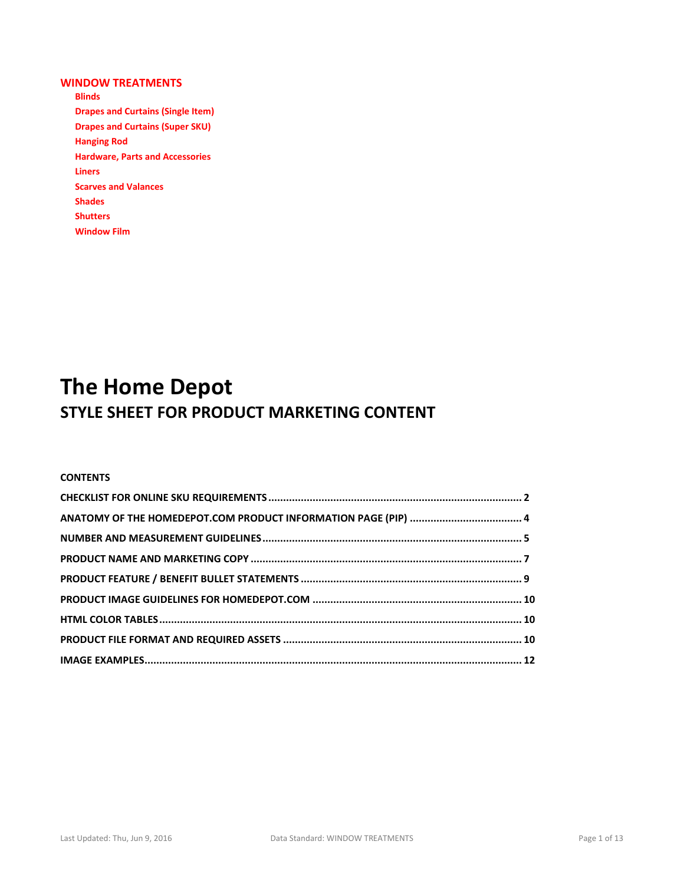## WINDOW TREATMENTS

- **Blinds**
- **Drapes and Curtains (Single Item)**
- **Drapes and Curtains (Super SKU)**
- **Hanging Rod**
- **Hardware, Parts and Accessories**
- **Liners**
- **Scarves and Valances**
- **Shades**
- **Shutters**
- **Window Film**

# The Home Depot

## STYLE SHEET FOR PRODUCT MARKETING CONTENT

**CONTENTS**

**CHECKLIST FOR ONLINE SKU REQUIREMENTS ........ 2**

**ANATOMY OF THE HOMEDEPOT.COM PRODUCT INFORMATION PAGE (PIP) ........ 4**

**NUMBER AND MEASUREMENT GUIDELINES ........ 5**

**PRODUCT NAME AND MARKETING COPY ........ 7**

**PRODUCT FEATURE / BENEFIT BULLET STATEMENTS ........ 9**

**PRODUCT IMAGE GUIDELINES FOR HOMEDEPOT.COM ........ 10**

**HTML COLOR TABLES ........ 10**

**PRODUCT FILE FORMAT AND REQUIRED ASSETS ........ 10**

**IMAGE EXAMPLES ........ 12**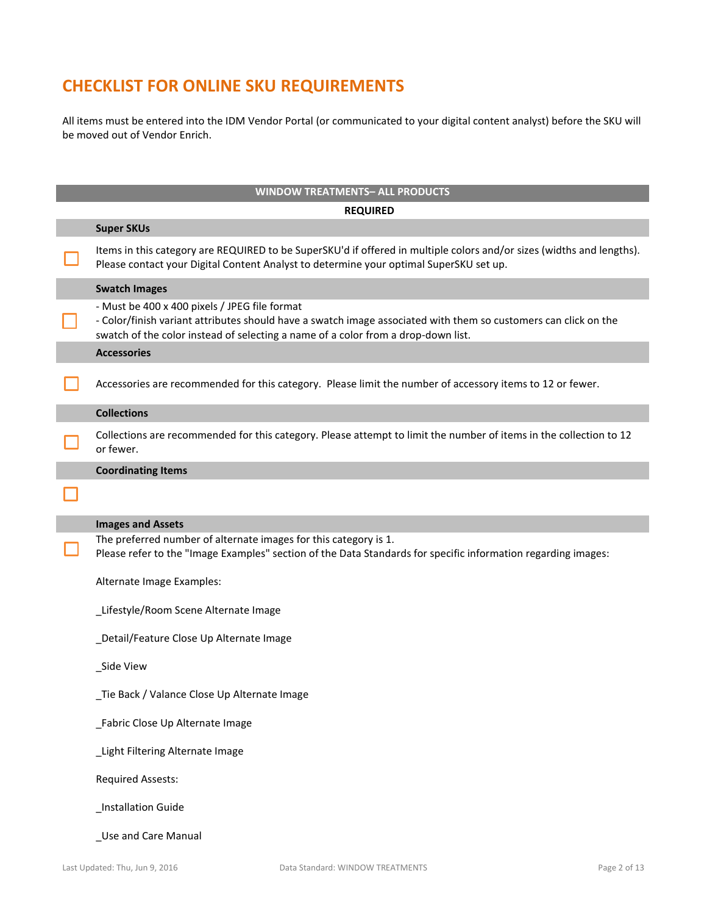# CHECKLIST FOR ONLINE SKU REQUIREMENTS

All items must be entered into the IDM Vendor Portal (or communicated to your digital content analyst) before the SKU will be moved out of Vendor Enrich.

## WINDOW TREATMENTS– ALL PRODUCTS

### REQUIRED

#### Super SKUs

☐ Items in this category are REQUIRED to be SuperSKU'd if offered in multiple colors and/or sizes (widths and lengths). Please contact your Digital Content Analyst to determine your optimal SuperSKU set up.

#### Swatch Images

☐ 
- Must be 400 x 400 pixels / JPEG file format
- Color/finish variant attributes should have a swatch image associated with them so customers can click on the swatch of the color instead of selecting a name of a color from a drop-down list.

#### Accessories

☐ Accessories are recommended for this category. Please limit the number of accessory items to 12 or fewer.

#### Collections

☐ Collections are recommended for this category. Please attempt to limit the number of items in the collection to 12 or fewer.

#### Coordinating Items

☐

#### Images and Assets

☐ The preferred number of alternate images for this category is 1.
Please refer to the "Image Examples" section of the Data Standards for specific information regarding images:

Alternate Image Examples:

_Lifestyle/Room Scene Alternate Image

_Detail/Feature Close Up Alternate Image

_Side View

_Tie Back / Valance Close Up Alternate Image

_Fabric Close Up Alternate Image

_Light Filtering Alternate Image

Required Assests:

_Installation Guide

_Use and Care Manual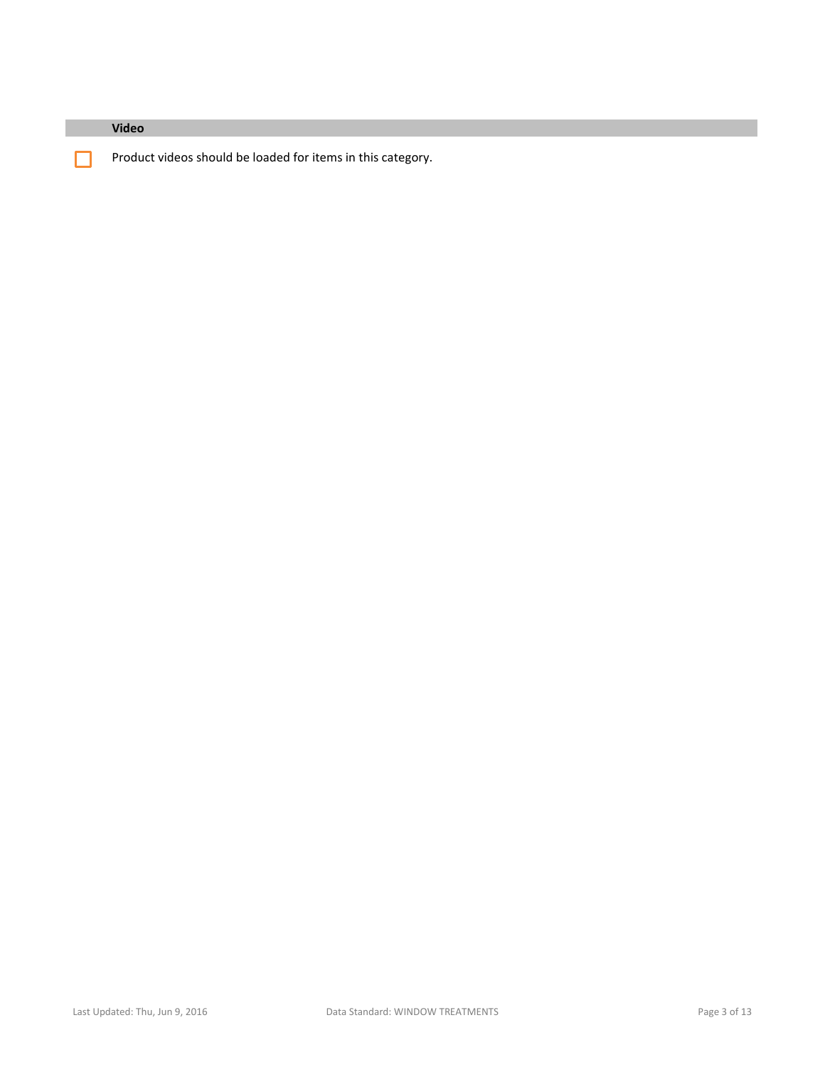### Video

- [ ] Product videos should be loaded for items in this category.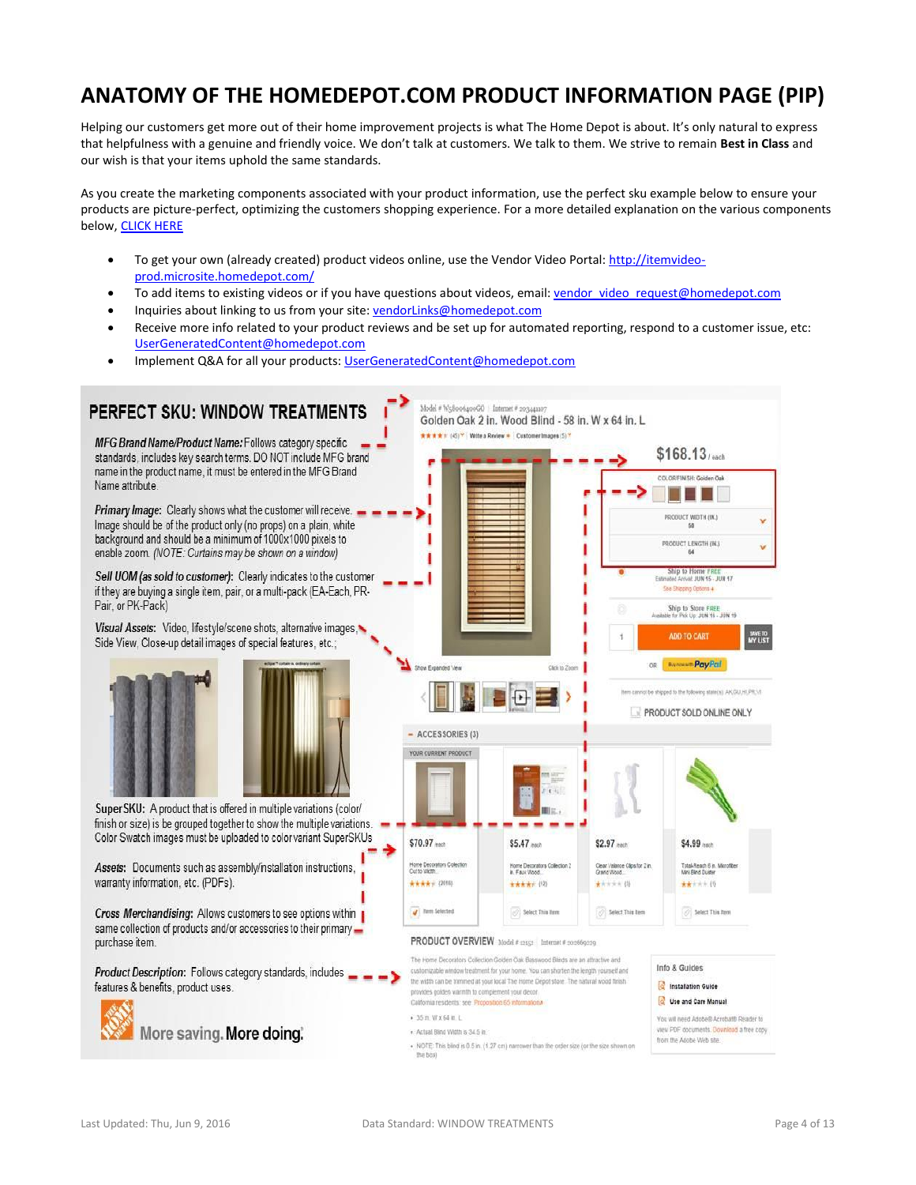# ANATOMY OF THE HOMEDEPOT.COM PRODUCT INFORMATION PAGE (PIP)

Helping our customers get more out of their home improvement projects is what The Home Depot is about. It's only natural to express that helpfulness with a genuine and friendly voice. We don't talk at customers. We talk to them. We strive to remain **Best in Class** and our wish is that your items uphold the same standards.

As you create the marketing components associated with your product information, use the perfect sku example below to ensure your products are picture-perfect, optimizing the customers shopping experience. For a more detailed explanation on the various components below, [CLICK HERE](#)

- To get your own (already created) product videos online, use the Vendor Video Portal: http://itemvideo-prod.microsite.homedepot.com/
- To add items to existing videos or if you have questions about videos, email: vendor_video_request@homedepot.com
- Inquiries about linking to us from your site: vendorLinks@homedepot.com
- Receive more info related to your product reviews and be set up for automated reporting, respond to a customer issue, etc: UserGeneratedContent@homedepot.com
- Implement Q&A for all your products: UserGeneratedContent@homedepot.com

## PERFECT SKU: WINDOW TREATMENTS

*MFG Brand Name/Product Name:* Follows category specific standards, includes key search terms. DO NOT include MFG brand name in the product name, it must be entered in the MFG Brand Name attribute.

*Primary Image:* Clearly shows what the customer will receive. Image should be of the product only (no props) on a plain, white background and should be a minimum of 1000x1000 pixels to enable zoom. *(NOTE: Curtains may be shown on a window)*

*Sell UOM (as sold to customer):* Clearly indicates to the customer if they are buying a single item, pair, or a multi-pack (EA-Each, PR-Pair, or PK-Pack)

*Visual Assets:* Video, lifestyle/scene shots, alternative images, Side View, Close-up detail images of special features, etc.;

SuperSKU: A product that is offered in multiple variations (color/finish or size) is be grouped together to show the multiple variations. Color Swatch images must be uploaded to color variant SuperSKUs

*Assets:* Documents such as assembly/installation instructions, warranty information, etc. (PDFs).

*Cross Merchandising:* Allows customers to see options within same collection of products and/or accessories to their primary purchase item.

*Product Description:* Follows category standards, includes features & benefits, product uses.

More saving. More doing.

Model # W5800640060 | Internet # 203441107

Golden Oak 2 in. Wood Blind - 58 in. W x 64 in. L

$168.13 /each

COLOR/FINISH: Golden Oak

PRODUCT WIDTH (IN.) 58

PRODUCT LENGTH (IN.) 64

Ship to Home FREE — Estimated Arrival: JUN 15 - JUN 17

Ship to Store FREE — Available for Pick Up: JUN 14 - JUN 19

ADD TO CART

SAVE TO MY LIST

PRODUCT SOLD ONLINE ONLY

ACCESSORIES (3)

| YOUR CURRENT PRODUCT | | | |
|---|---|---|---|
| $70.97 each | $5.47 each | $2.97 each | $4.99 each |
| Home Decorators Collection Cut to Width | Home Decorators Collection 2 in. Faux Wood | Clear Valance Clips for 2 in. Grand Wood | Total-Reach 6 in. Microfiber Mini Blind Duster |
| Item Selected | Select This Item | Select This Item | Select This Item |

PRODUCT OVERVIEW

The Home Decorators Collection Golden Oak Basswood Blinds are an attractive and customizable window treatment for your home. You can shorten the length yourself and the width can be trimmed at your local The Home Depot store. The natural wood finish provides golden warmth to complement your decor.

California residents: see Proposition 65 information

- 35 in. W x 64 in. L
- Actual Blind Width is 34.5 in.
- NOTE: This blind is 0.5 in. (1.27 cm) narrower than the order size (or the size shown on the box)

Info & Guides

- Installation Guide
- Use and Care Manual

You will need Adobe® Acrobat® Reader to view PDF documents. Download a free copy from the Adobe Web site.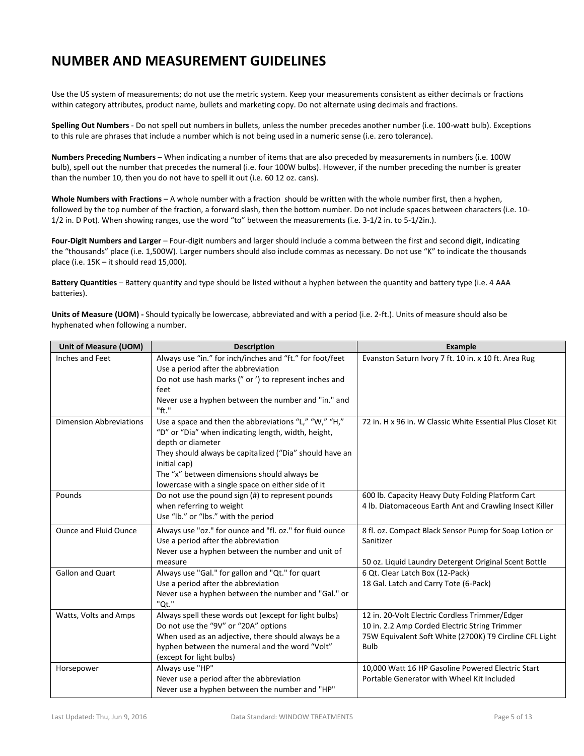# NUMBER AND MEASUREMENT GUIDELINES

Use the US system of measurements; do not use the metric system. Keep your measurements consistent as either decimals or fractions within category attributes, product name, bullets and marketing copy. Do not alternate using decimals and fractions.

**Spelling Out Numbers** - Do not spell out numbers in bullets, unless the number precedes another number (i.e. 100-watt bulb). Exceptions to this rule are phrases that include a number which is not being used in a numeric sense (i.e. zero tolerance).

**Numbers Preceding Numbers** – When indicating a number of items that are also preceded by measurements in numbers (i.e. 100W bulb), spell out the number that precedes the numeral (i.e. four 100W bulbs). However, if the number preceding the number is greater than the number 10, then you do not have to spell it out (i.e. 60 12 oz. cans).

**Whole Numbers with Fractions** – A whole number with a fraction should be written with the whole number first, then a hyphen, followed by the top number of the fraction, a forward slash, then the bottom number. Do not include spaces between characters (i.e. 10-1/2 in. D Pot). When showing ranges, use the word "to" between the measurements (i.e. 3-1/2 in. to 5-1/2in.).

**Four-Digit Numbers and Larger** – Four-digit numbers and larger should include a comma between the first and second digit, indicating the "thousands" place (i.e. 1,500W). Larger numbers should also include commas as necessary. Do not use "K" to indicate the thousands place (i.e. 15K – it should read 15,000).

**Battery Quantities** – Battery quantity and type should be listed without a hyphen between the quantity and battery type (i.e. 4 AAA batteries).

**Units of Measure (UOM) -** Should typically be lowercase, abbreviated and with a period (i.e. 2-ft.). Units of measure should also be hyphenated when following a number.

| Unit of Measure (UOM) | Description | Example |
|---|---|---|
| Inches and Feet | Always use "in." for inch/inches and "ft." for foot/feet<br>Use a period after the abbreviation<br>Do not use hash marks (" or ') to represent inches and feet<br>Never use a hyphen between the number and "in." and "ft." | Evanston Saturn Ivory 7 ft. 10 in. x 10 ft. Area Rug |
| Dimension Abbreviations | Use a space and then the abbreviations "L," "W," "H," "D" or "Dia" when indicating length, width, height, depth or diameter<br>They should always be capitalized ("Dia" should have an initial cap)<br>The "x" between dimensions should always be lowercase with a single space on either side of it | 72 in. H x 96 in. W Classic White Essential Plus Closet Kit |
| Pounds | Do not use the pound sign (#) to represent pounds when referring to weight<br>Use "lb." or "lbs." with the period | 600 lb. Capacity Heavy Duty Folding Platform Cart<br>4 lb. Diatomaceous Earth Ant and Crawling Insect Killer |
| Ounce and Fluid Ounce | Always use "oz." for ounce and "fl. oz." for fluid ounce<br>Use a period after the abbreviation<br>Never use a hyphen between the number and unit of measure | 8 fl. oz. Compact Black Sensor Pump for Soap Lotion or Sanitizer<br><br>50 oz. Liquid Laundry Detergent Original Scent Bottle |
| Gallon and Quart | Always use "Gal." for gallon and "Qt." for quart<br>Use a period after the abbreviation<br>Never use a hyphen between the number and "Gal." or "Qt." | 6 Qt. Clear Latch Box (12-Pack)<br>18 Gal. Latch and Carry Tote (6-Pack) |
| Watts, Volts and Amps | Always spell these words out (except for light bulbs)<br>Do not use the "9V" or "20A" options<br>When used as an adjective, there should always be a hyphen between the numeral and the word "Volt" (except for light bulbs) | 12 in. 20-Volt Electric Cordless Trimmer/Edger<br>10 in. 2.2 Amp Corded Electric String Trimmer<br>75W Equivalent Soft White (2700K) T9 Circline CFL Light Bulb |
| Horsepower | Always use "HP"<br>Never use a period after the abbreviation<br>Never use a hyphen between the number and "HP" | 10,000 Watt 16 HP Gasoline Powered Electric Start Portable Generator with Wheel Kit Included |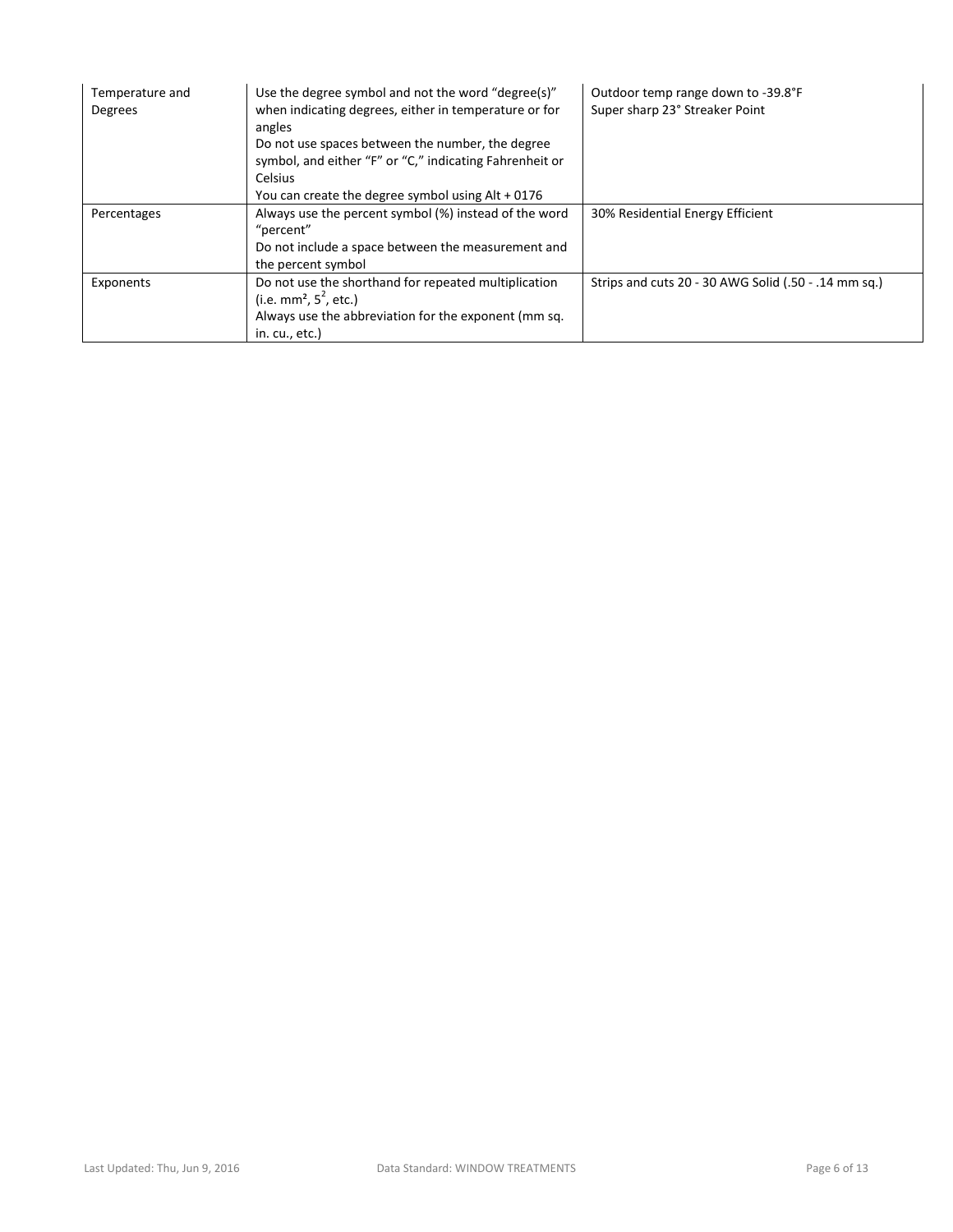| Temperature and Degrees | Use the degree symbol and not the word "degree(s)" when indicating degrees, either in temperature or for angles<br>Do not use spaces between the number, the degree symbol, and either "F" or "C," indicating Fahrenheit or Celsius<br>You can create the degree symbol using Alt + 0176 | Outdoor temp range down to -39.8°F<br>Super sharp 23° Streaker Point |
|---|---|---|
| Percentages | Always use the percent symbol (%) instead of the word "percent"<br>Do not include a space between the measurement and the percent symbol | 30% Residential Energy Efficient |
| Exponents | Do not use the shorthand for repeated multiplication (i.e. $mm^2$, $5^2$, etc.)<br>Always use the abbreviation for the exponent (mm sq. in. cu., etc.) | Strips and cuts 20 - 30 AWG Solid (.50 - .14 mm sq.) |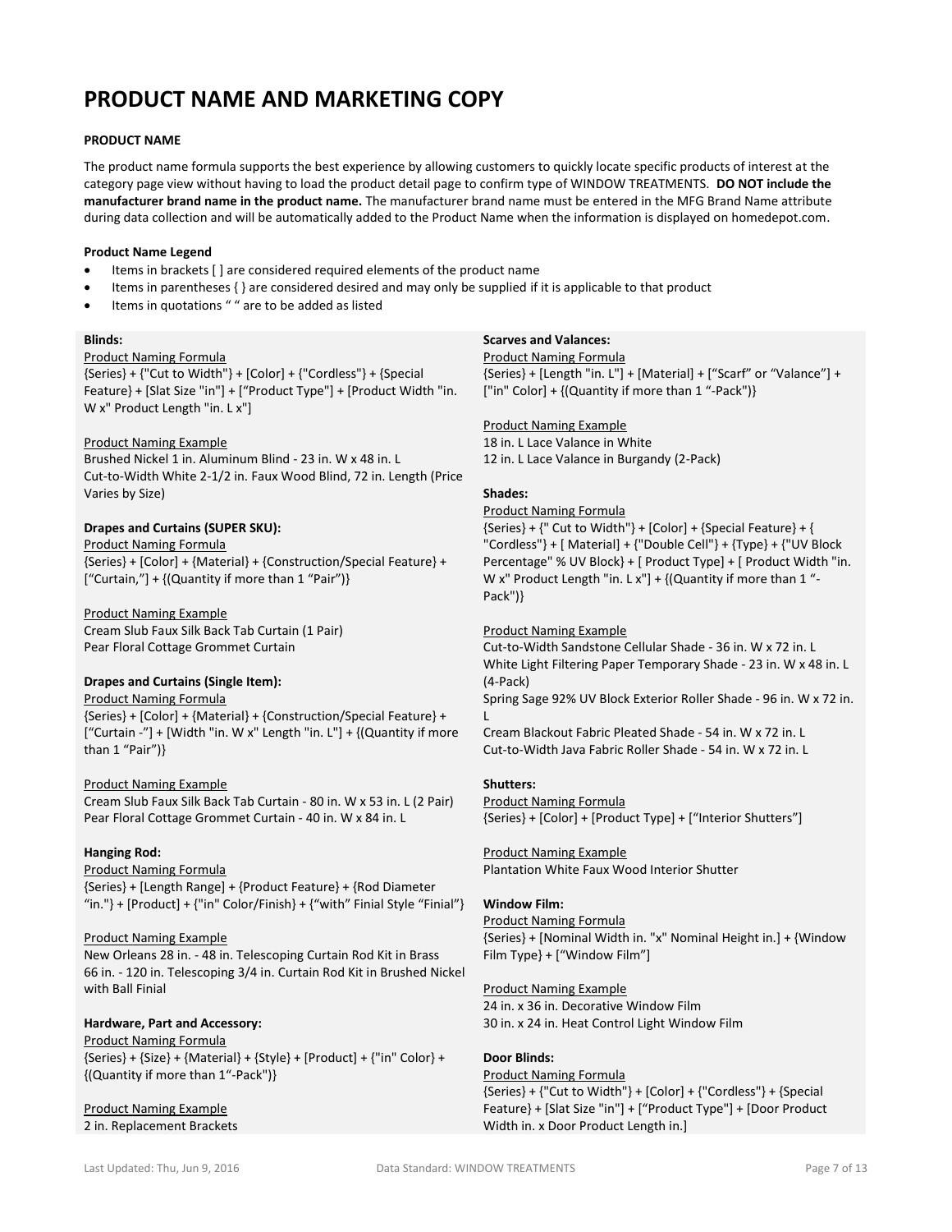# PRODUCT NAME AND MARKETING COPY

**PRODUCT NAME**

The product name formula supports the best experience by allowing customers to quickly locate specific products of interest at the category page view without having to load the product detail page to confirm type of WINDOW TREATMENTS. **DO NOT include the manufacturer brand name in the product name.** The manufacturer brand name must be entered in the MFG Brand Name attribute during data collection and will be automatically added to the Product Name when the information is displayed on homedepot.com.

**Product Name Legend**

- Items in brackets [ ] are considered required elements of the product name
- Items in parentheses { } are considered desired and may only be supplied if it is applicable to that product
- Items in quotations " " are to be added as listed

**Blinds:**

Product Naming Formula

{Series} + {"Cut to Width"} + [Color] + {"Cordless"} + {Special Feature} + [Slat Size "in"] + ["Product Type"] + [Product Width "in. W x" Product Length "in. L x"]

Product Naming Example

Brushed Nickel 1 in. Aluminum Blind - 23 in. W x 48 in. L
Cut-to-Width White 2-1/2 in. Faux Wood Blind, 72 in. Length (Price Varies by Size)

**Drapes and Curtains (SUPER SKU):**

Product Naming Formula

{Series} + [Color] + {Material} + {Construction/Special Feature} + ["Curtain,"] + {(Quantity if more than 1 "Pair")}

Product Naming Example

Cream Slub Faux Silk Back Tab Curtain (1 Pair)
Pear Floral Cottage Grommet Curtain

**Drapes and Curtains (Single Item):**

Product Naming Formula

{Series} + [Color] + {Material} + {Construction/Special Feature} + ["Curtain -"] + [Width "in. W x" Length "in. L"] + {(Quantity if more than 1 "Pair")}

Product Naming Example

Cream Slub Faux Silk Back Tab Curtain - 80 in. W x 53 in. L (2 Pair)
Pear Floral Cottage Grommet Curtain - 40 in. W x 84 in. L

**Hanging Rod:**

Product Naming Formula

{Series} + [Length Range] + {Product Feature} + {Rod Diameter "in."} + [Product] + {"in" Color/Finish} + {"with" Finial Style "Finial"}

Product Naming Example

New Orleans 28 in. - 48 in. Telescoping Curtain Rod Kit in Brass
66 in. - 120 in. Telescoping 3/4 in. Curtain Rod Kit in Brushed Nickel with Ball Finial

**Hardware, Part and Accessory:**

Product Naming Formula

{Series} + {Size} + {Material} + {Style} + [Product] + {"in" Color} + {(Quantity if more than 1"-Pack")}

Product Naming Example

2 in. Replacement Brackets

**Scarves and Valances:**

Product Naming Formula

{Series} + [Length "in. L"] + [Material] + ["Scarf" or "Valance"] + ["in" Color] + {(Quantity if more than 1 "-Pack")}

Product Naming Example

18 in. L Lace Valance in White
12 in. L Lace Valance in Burgandy (2-Pack)

**Shades:**

Product Naming Formula

{Series} + {" Cut to Width"} + [Color] + {Special Feature} + { "Cordless"} + [ Material] + {"Double Cell"} + {Type} + {"UV Block Percentage" % UV Block} + [ Product Type] + [ Product Width "in. W x" Product Length "in. L x"] + {(Quantity if more than 1 "-Pack")}

Product Naming Example

Cut-to-Width Sandstone Cellular Shade - 36 in. W x 72 in. L
White Light Filtering Paper Temporary Shade - 23 in. W x 48 in. L (4-Pack)
Spring Sage 92% UV Block Exterior Roller Shade - 96 in. W x 72 in. L
Cream Blackout Fabric Pleated Shade - 54 in. W x 72 in. L
Cut-to-Width Java Fabric Roller Shade - 54 in. W x 72 in. L

**Shutters:**

Product Naming Formula

{Series} + [Color] + [Product Type] + ["Interior Shutters"]

Product Naming Example

Plantation White Faux Wood Interior Shutter

**Window Film:**

Product Naming Formula

{Series} + [Nominal Width in. "x" Nominal Height in.] + {Window Film Type} + ["Window Film"]

Product Naming Example

24 in. x 36 in. Decorative Window Film
30 in. x 24 in. Heat Control Light Window Film

**Door Blinds:**

Product Naming Formula

{Series} + {"Cut to Width"} + [Color] + {"Cordless"} + {Special Feature} + [Slat Size "in"] + ["Product Type"] + [Door Product Width in. x Door Product Length in.]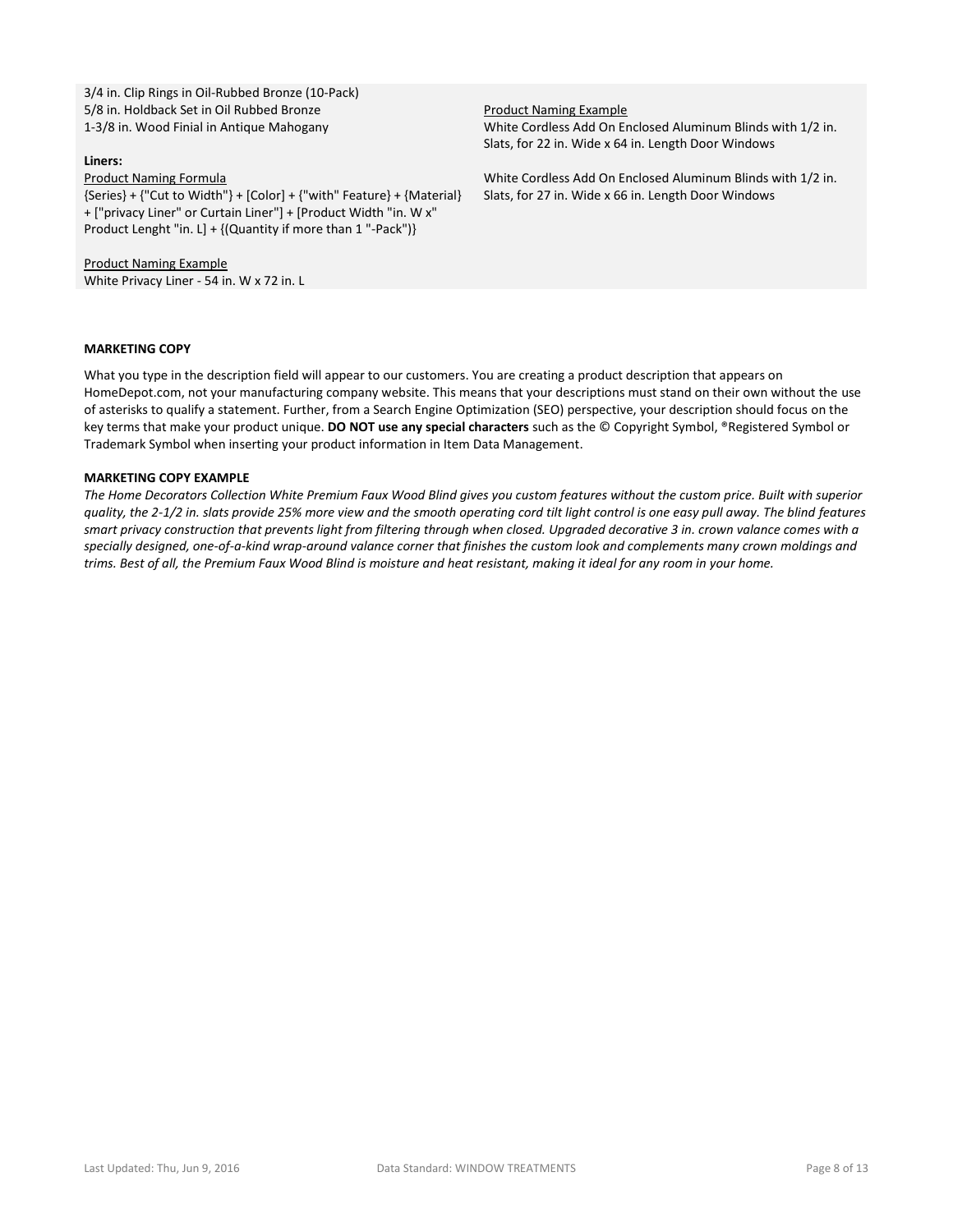3/4 in. Clip Rings in Oil-Rubbed Bronze (10-Pack)
5/8 in. Holdback Set in Oil Rubbed Bronze
1-3/8 in. Wood Finial in Antique Mahogany

**Liners:**

Product Naming Formula

{Series} + {"Cut to Width"} + [Color] + {"with" Feature} + {Material} + ["privacy Liner" or Curtain Liner"] + [Product Width "in. W x" Product Lenght "in. L] + {(Quantity if more than 1 "-Pack")}

Product Naming Example

White Privacy Liner - 54 in. W x 72 in. L

Product Naming Example

White Cordless Add On Enclosed Aluminum Blinds with 1/2 in. Slats, for 22 in. Wide x 64 in. Length Door Windows

White Cordless Add On Enclosed Aluminum Blinds with 1/2 in. Slats, for 27 in. Wide x 66 in. Length Door Windows

**MARKETING COPY**

What you type in the description field will appear to our customers. You are creating a product description that appears on HomeDepot.com, not your manufacturing company website. This means that your descriptions must stand on their own without the use of asterisks to qualify a statement. Further, from a Search Engine Optimization (SEO) perspective, your description should focus on the key terms that make your product unique. **DO NOT use any special characters** such as the © Copyright Symbol, ®Registered Symbol or Trademark Symbol when inserting your product information in Item Data Management.

**MARKETING COPY EXAMPLE**

*The Home Decorators Collection White Premium Faux Wood Blind gives you custom features without the custom price. Built with superior quality, the 2-1/2 in. slats provide 25% more view and the smooth operating cord tilt light control is one easy pull away. The blind features smart privacy construction that prevents light from filtering through when closed. Upgraded decorative 3 in. crown valance comes with a specially designed, one-of-a-kind wrap-around valance corner that finishes the custom look and complements many crown moldings and trims. Best of all, the Premium Faux Wood Blind is moisture and heat resistant, making it ideal for any room in your home.*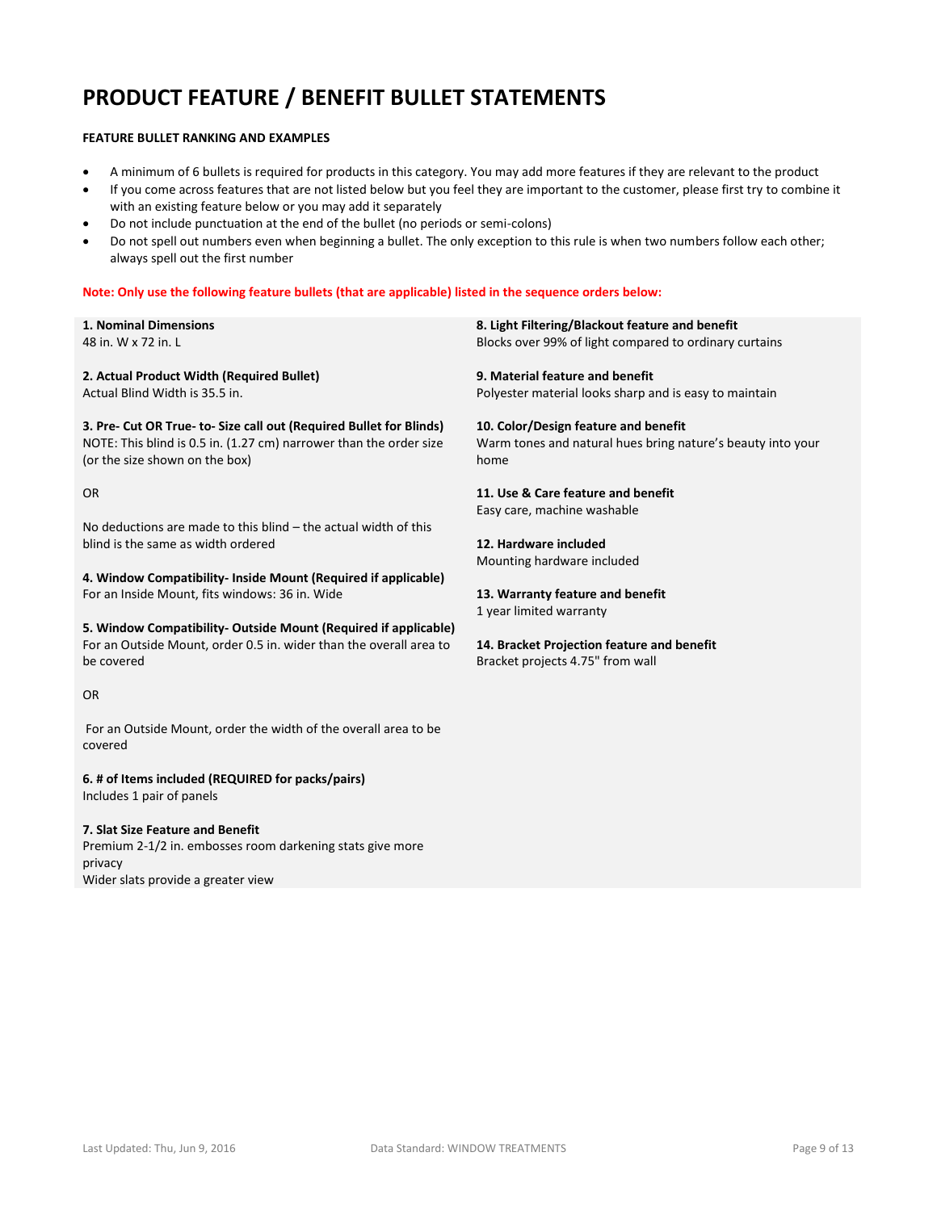# PRODUCT FEATURE / BENEFIT BULLET STATEMENTS

**FEATURE BULLET RANKING AND EXAMPLES**

- A minimum of 6 bullets is required for products in this category. You may add more features if they are relevant to the product
- If you come across features that are not listed below but you feel they are important to the customer, please first try to combine it with an existing feature below or you may add it separately
- Do not include punctuation at the end of the bullet (no periods or semi-colons)
- Do not spell out numbers even when beginning a bullet. The only exception to this rule is when two numbers follow each other; always spell out the first number

**Note: Only use the following feature bullets (that are applicable) listed in the sequence orders below:**

**1. Nominal Dimensions**
48 in. W x 72 in. L

**2. Actual Product Width (Required Bullet)**
Actual Blind Width is 35.5 in.

**3. Pre- Cut OR True- to- Size call out (Required Bullet for Blinds)**
NOTE: This blind is 0.5 in. (1.27 cm) narrower than the order size (or the size shown on the box)

OR

No deductions are made to this blind – the actual width of this blind is the same as width ordered

**4. Window Compatibility- Inside Mount (Required if applicable)**
For an Inside Mount, fits windows: 36 in. Wide

**5. Window Compatibility- Outside Mount (Required if applicable)**
For an Outside Mount, order 0.5 in. wider than the overall area to be covered

OR

For an Outside Mount, order the width of the overall area to be covered

**6. # of Items included (REQUIRED for packs/pairs)**
Includes 1 pair of panels

**7. Slat Size Feature and Benefit**
Premium 2-1/2 in. embosses room darkening stats give more privacy
Wider slats provide a greater view

**8. Light Filtering/Blackout feature and benefit**
Blocks over 99% of light compared to ordinary curtains

**9. Material feature and benefit**
Polyester material looks sharp and is easy to maintain

**10. Color/Design feature and benefit**
Warm tones and natural hues bring nature's beauty into your home

**11. Use & Care feature and benefit**
Easy care, machine washable

**12. Hardware included**
Mounting hardware included

**13. Warranty feature and benefit**
1 year limited warranty

**14. Bracket Projection feature and benefit**
Bracket projects 4.75" from wall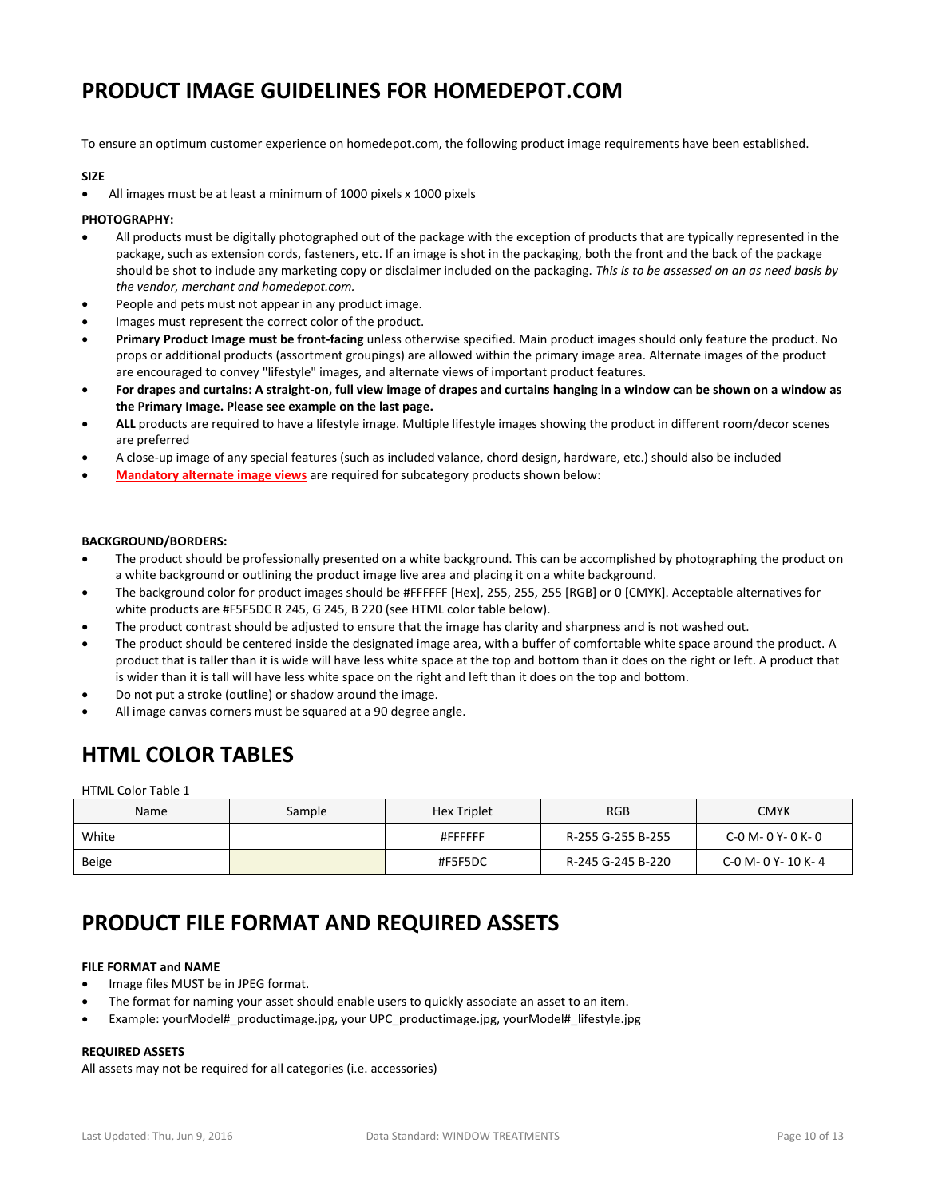# PRODUCT IMAGE GUIDELINES FOR HOMEDEPOT.COM

To ensure an optimum customer experience on homedepot.com, the following product image requirements have been established.

**SIZE**

- All images must be at least a minimum of 1000 pixels x 1000 pixels

**PHOTOGRAPHY:**

- All products must be digitally photographed out of the package with the exception of products that are typically represented in the package, such as extension cords, fasteners, etc. If an image is shot in the packaging, both the front and the back of the package should be shot to include any marketing copy or disclaimer included on the packaging. *This is to be assessed on an as need basis by the vendor, merchant and homedepot.com.*
- People and pets must not appear in any product image.
- Images must represent the correct color of the product.
- **Primary Product Image must be front-facing** unless otherwise specified. Main product images should only feature the product. No props or additional products (assortment groupings) are allowed within the primary image area. Alternate images of the product are encouraged to convey "lifestyle" images, and alternate views of important product features.
- **For drapes and curtains: A straight-on, full view image of drapes and curtains hanging in a window can be shown on a window as the Primary Image. Please see example on the last page.**
- **ALL** products are required to have a lifestyle image. Multiple lifestyle images showing the product in different room/decor scenes are preferred
- A close-up image of any special features (such as included valance, chord design, hardware, etc.) should also be included
- **Mandatory alternate image views** are required for subcategory products shown below:

**BACKGROUND/BORDERS:**

- The product should be professionally presented on a white background. This can be accomplished by photographing the product on a white background or outlining the product image live area and placing it on a white background.
- The background color for product images should be #FFFFFF [Hex], 255, 255, 255 [RGB] or 0 [CMYK]. Acceptable alternatives for white products are #F5F5DC R 245, G 245, B 220 (see HTML color table below).
- The product contrast should be adjusted to ensure that the image has clarity and sharpness and is not washed out.
- The product should be centered inside the designated image area, with a buffer of comfortable white space around the product. A product that is taller than it is wide will have less white space at the top and bottom than it does on the right or left. A product that is wider than it is tall will have less white space on the right and left than it does on the top and bottom.
- Do not put a stroke (outline) or shadow around the image.
- All image canvas corners must be squared at a 90 degree angle.

# HTML COLOR TABLES

HTML Color Table 1

| Name | Sample | Hex Triplet | RGB | CMYK |
|---|---|---|---|---|
| White | | #FFFFFF | R-255 G-255 B-255 | C-0 M- 0 Y- 0 K- 0 |
| Beige | | #F5F5DC | R-245 G-245 B-220 | C-0 M- 0 Y- 10 K- 4 |

# PRODUCT FILE FORMAT AND REQUIRED ASSETS

**FILE FORMAT and NAME**

- Image files MUST be in JPEG format.
- The format for naming your asset should enable users to quickly associate an asset to an item.
- Example: yourModel#_productimage.jpg, your UPC_productimage.jpg, yourModel#_lifestyle.jpg

**REQUIRED ASSETS**

All assets may not be required for all categories (i.e. accessories)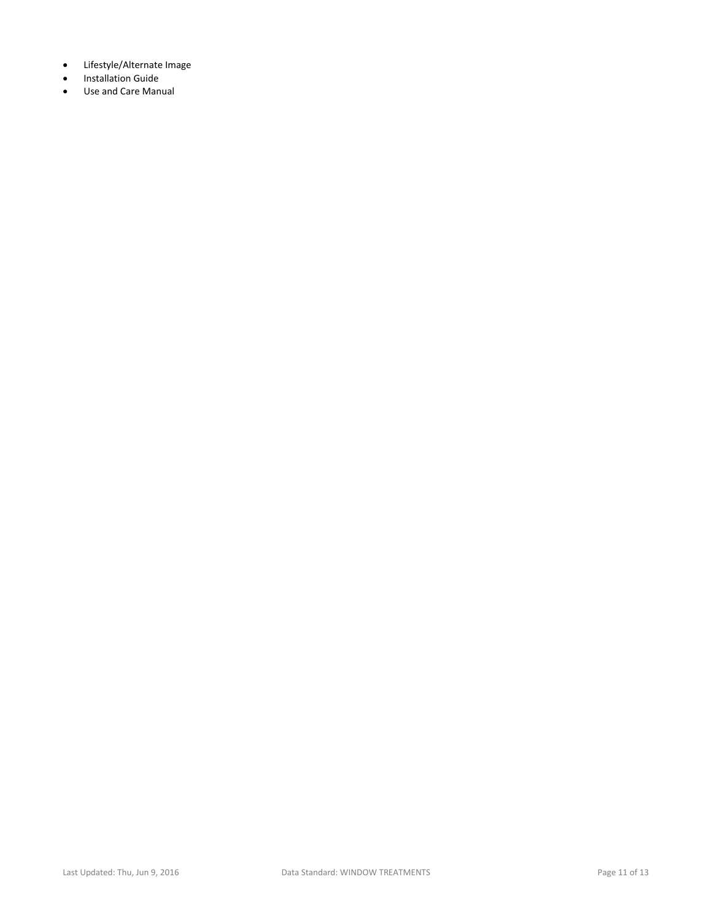- Lifestyle/Alternate Image
- Installation Guide
- Use and Care Manual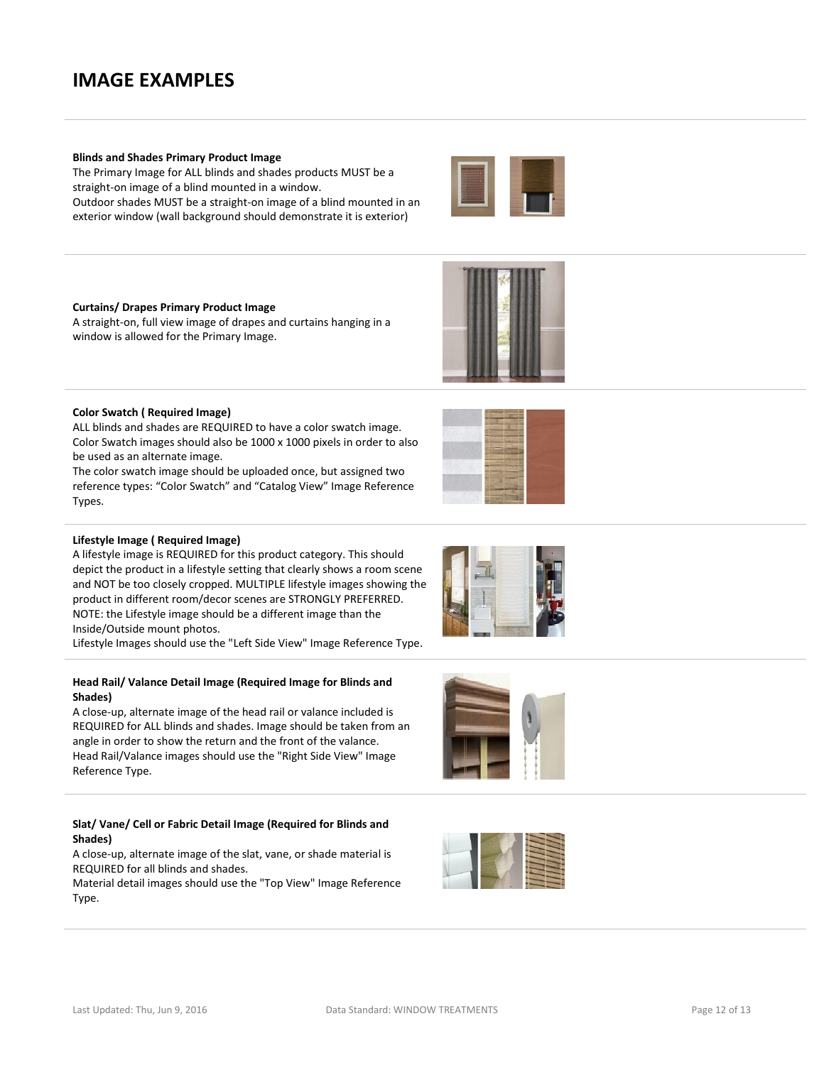# IMAGE EXAMPLES

**Blinds and Shades Primary Product Image**
The Primary Image for ALL blinds and shades products MUST be a straight-on image of a blind mounted in a window.
Outdoor shades MUST be a straight-on image of a blind mounted in an exterior window (wall background should demonstrate it is exterior)

**Curtains/ Drapes Primary Product Image**
A straight-on, full view image of drapes and curtains hanging in a window is allowed for the Primary Image.

**Color Swatch ( Required Image)**
ALL blinds and shades are REQUIRED to have a color swatch image. Color Swatch images should also be 1000 x 1000 pixels in order to also be used as an alternate image.
The color swatch image should be uploaded once, but assigned two reference types: “Color Swatch” and “Catalog View” Image Reference Types.

**Lifestyle Image ( Required Image)**
A lifestyle image is REQUIRED for this product category. This should depict the product in a lifestyle setting that clearly shows a room scene and NOT be too closely cropped. MULTIPLE lifestyle images showing the product in different room/decor scenes are STRONGLY PREFERRED.
NOTE: the Lifestyle image should be a different image than the Inside/Outside mount photos.
Lifestyle Images should use the "Left Side View" Image Reference Type.

**Head Rail/ Valance Detail Image (Required Image for Blinds and Shades)**
A close-up, alternate image of the head rail or valance included is REQUIRED for ALL blinds and shades. Image should be taken from an angle in order to show the return and the front of the valance.
Head Rail/Valance images should use the "Right Side View" Image Reference Type.

**Slat/ Vane/ Cell or Fabric Detail Image (Required for Blinds and Shades)**
A close-up, alternate image of the slat, vane, or shade material is REQUIRED for all blinds and shades.
Material detail images should use the "Top View" Image Reference Type.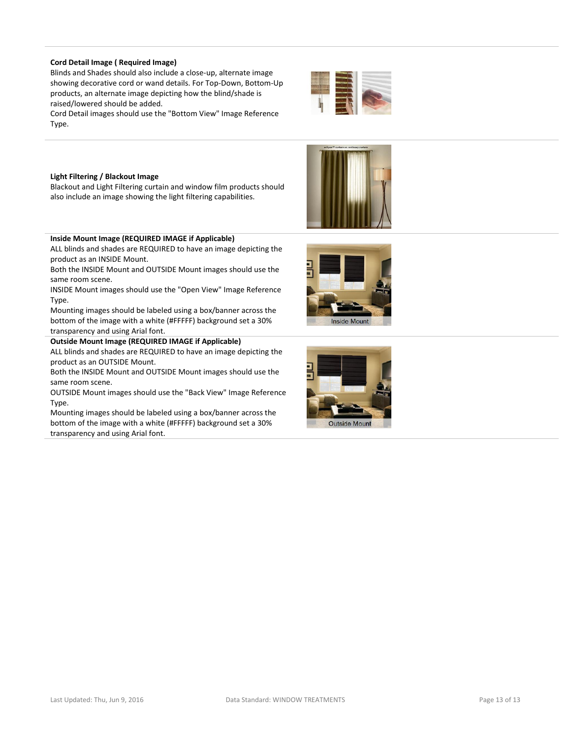**Cord Detail Image ( Required Image)**

Blinds and Shades should also include a close-up, alternate image showing decorative cord or wand details. For Top-Down, Bottom-Up products, an alternate image depicting how the blind/shade is raised/lowered should be added.

Cord Detail images should use the "Bottom View" Image Reference Type.

**Light Filtering / Blackout Image**

Blackout and Light Filtering curtain and window film products should also include an image showing the light filtering capabilities.

**Inside Mount Image (REQUIRED IMAGE if Applicable)**

ALL blinds and shades are REQUIRED to have an image depicting the product as an INSIDE Mount.

Both the INSIDE Mount and OUTSIDE Mount images should use the same room scene.

INSIDE Mount images should use the "Open View" Image Reference Type.

Mounting images should be labeled using a box/banner across the bottom of the image with a white (#FFFFF) background set a 30% transparency and using Arial font.

**Outside Mount Image (REQUIRED IMAGE if Applicable)**

ALL blinds and shades are REQUIRED to have an image depicting the product as an OUTSIDE Mount.

Both the INSIDE Mount and OUTSIDE Mount images should use the same room scene.

OUTSIDE Mount images should use the "Back View" Image Reference Type.

Mounting images should be labeled using a box/banner across the bottom of the image with a white (#FFFFF) background set a 30% transparency and using Arial font.